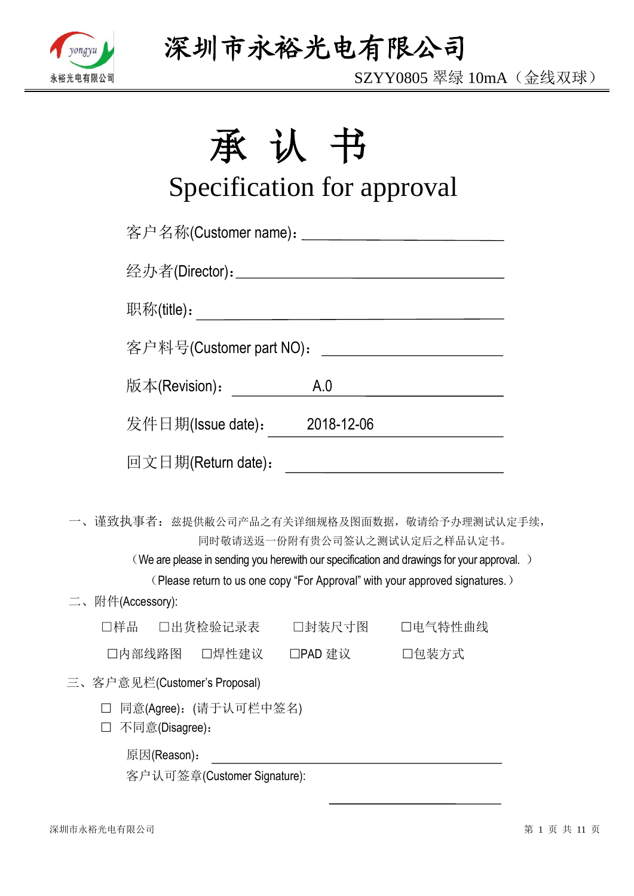# 深圳市永裕光电有限公司

SZYY0805 翠绿 10mA（金线双球）

# 承 认 书

## Specification for approval

客户名称(Customer name)：______________________

经办者(Director)：______________________

职称(title)：______________________

客户料号(Customer part NO)：______________________

版本(Revision)： A.0

发件日期(Issue date)： 2018-12-06

回文日期(Return date)：______________________

一、谨致执事者：兹提供敝公司产品之有关详细规格及图面数据，敬请给予办理测试认定手续，同时敬请送返一份附有贵公司签认之测试认定后之样品认定书。

（We are please in sending you herewith our specification and drawings for your approval. ）

（Please return to us one copy "For Approval" with your approved signatures.）

二、附件(Accessory):

□样品 □出货检验记录表 □封装尺寸图 □电气特性曲线

□内部线路图 □焊性建议 □PAD 建议 □包装方式

三、客户意见栏(Customer's Proposal)

□ 同意(Agree)：(请于认可栏中签名)

□ 不同意(Disagree)：

原因(Reason)：______________________

客户认可签章(Customer Signature):

______________________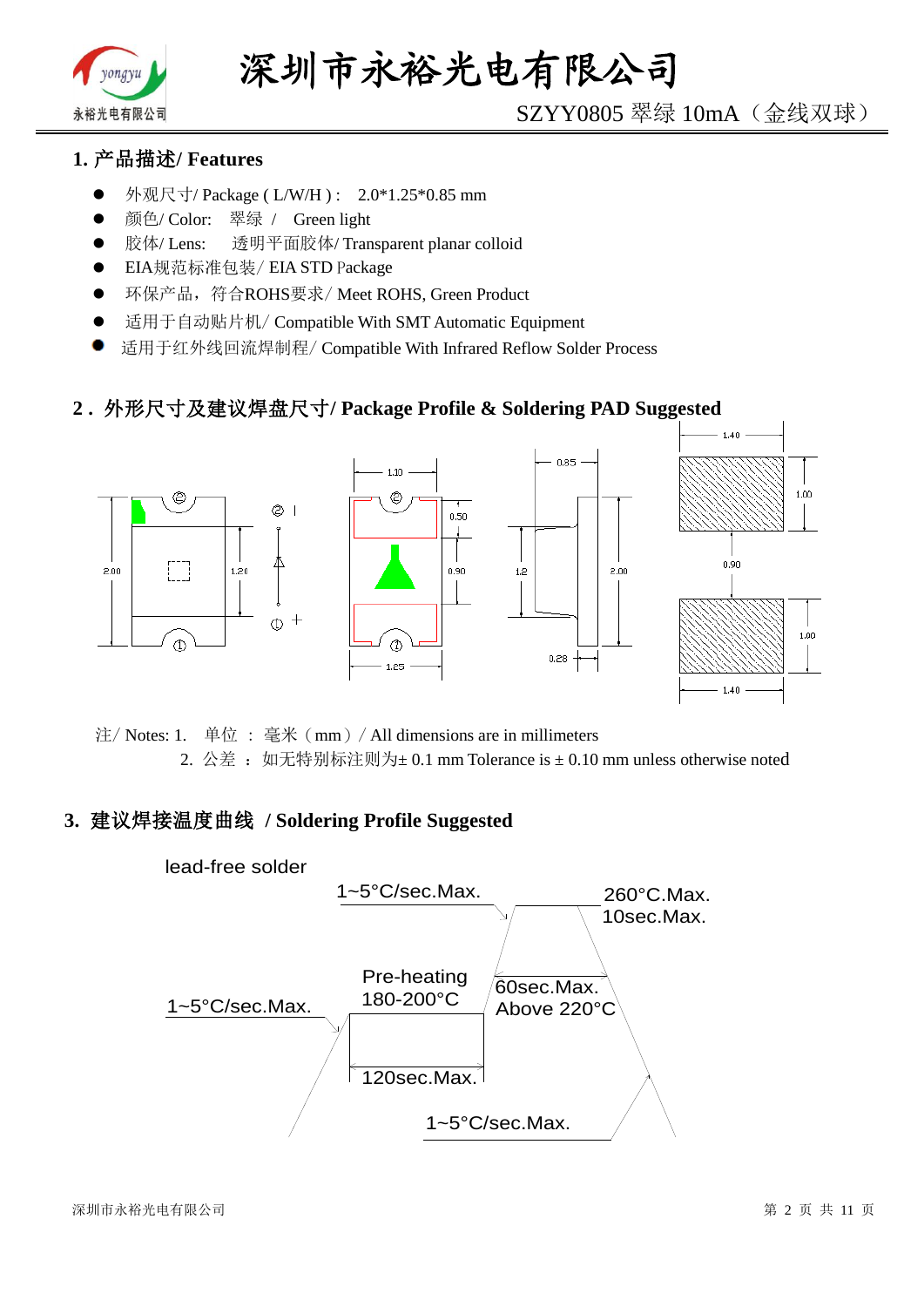## 1. 产品描述/ Features

- 外观尺寸/ Package ( L/W/H ) :　2.0*1.25*0.85 mm
- 颜色/ Color:　翠绿 /　Green light
- 胶体/ Lens:　　透明平面胶体/ Transparent planar colloid
- EIA规范标准包装/ EIA STD Package
- 环保产品，符合ROHS要求/ Meet ROHS, Green Product
- 适用于自动贴片机/ Compatible With SMT Automatic Equipment
- 适用于红外线回流焊制程/ Compatible With Infrared Reflow Solder Process

## 2 . 外形尺寸及建议焊盘尺寸/ Package Profile & Soldering PAD Suggested

1.40　1.10　0.85　1.00　0.50　0.90　0.90　2.00　1.20　1.2　2.00　1.00　0.28　1.25　1.40

注/ Notes: 1.　单位 ： 毫米（mm）/ All dimensions are in millimeters

2.　公差 ： 如无特别标注则为± 0.1 mm Tolerance is ± 0.10 mm unless otherwise noted

## 3. 建议焊接温度曲线 / Soldering Profile Suggested

lead-free solder

1~5°C/sec.Max.

260°C.Max.
10sec.Max.

Pre-heating
180-200°C

1~5°C/sec.Max.

60sec.Max.
Above 220°C

120sec.Max.

1~5°C/sec.Max.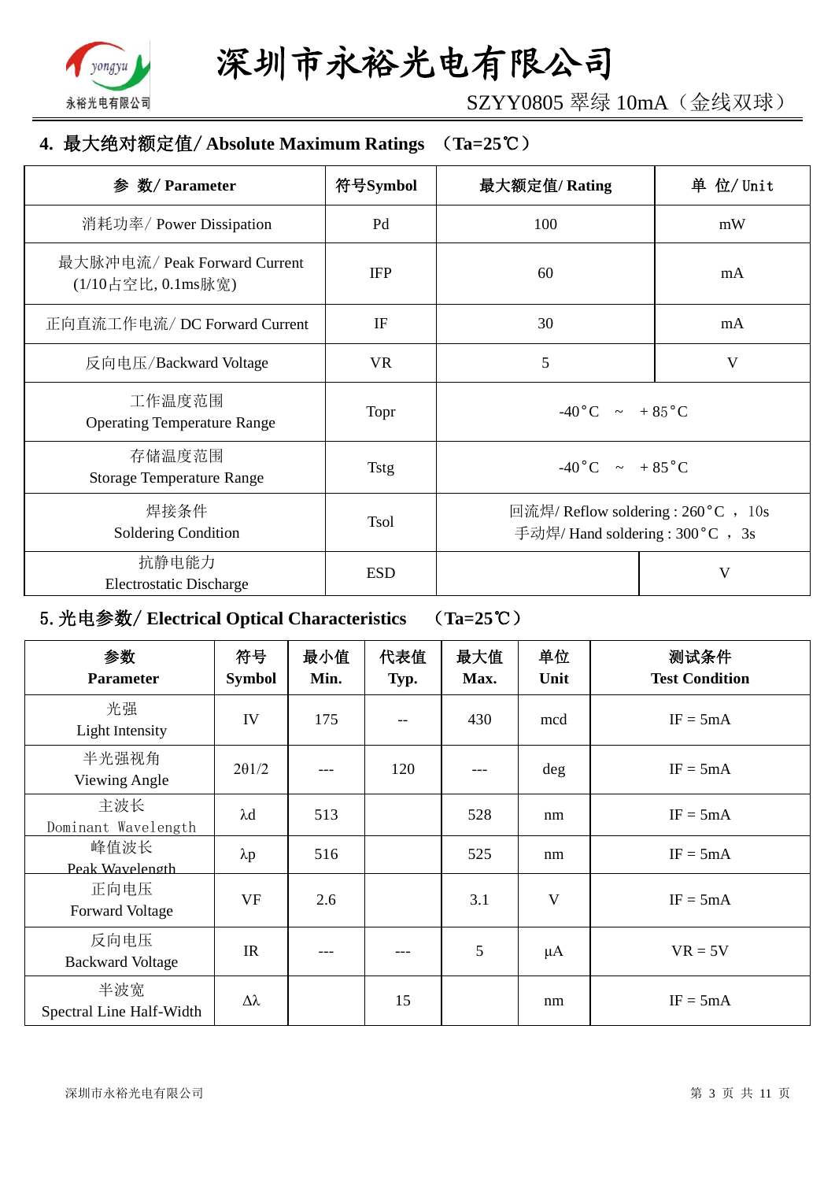## 4. 最大绝对额定值/ Absolute Maximum Ratings （Ta=25℃）

| 参 数/ Parameter | 符号Symbol | 最大额定值/ Rating | 单 位/ Unit |
|---|---|---|---|
| 消耗功率/ Power Dissipation | Pd | 100 | mW |
| 最大脉冲电流/ Peak Forward Current (1/10占空比, 0.1ms脉宽) | IFP | 60 | mA |
| 正向直流工作电流/ DC Forward Current | IF | 30 | mA |
| 反向电压/Backward Voltage | VR | 5 | V |
| 工作温度范围 Operating Temperature Range | Topr | -40°C ～ +85°C | |
| 存储温度范围 Storage Temperature Range | Tstg | -40°C ～ +85°C | |
| 焊接条件 Soldering Condition | Tsol | 回流焊/ Reflow soldering : 260°C ， 10s 手动焊/ Hand soldering : 300°C ， 3s | |
| 抗静电能力 Electrostatic Discharge | ESD | | V |

## 5. 光电参数/ Electrical Optical Characteristics （Ta=25℃）

| 参数 Parameter | 符号 Symbol | 最小值 Min. | 代表值 Typ. | 最大值 Max. | 单位 Unit | 测试条件 Test Condition |
|---|---|---|---|---|---|---|
| 光强 Light Intensity | IV | 175 | -- | 430 | mcd | IF = 5mA |
| 半光强视角 Viewing Angle | 2θ1/2 | --- | 120 | --- | deg | IF = 5mA |
| 主波长 Dominant Wavelength | λd | 513 | | 528 | nm | IF = 5mA |
| 峰值波长 Peak Wavelength | λp | 516 | | 525 | nm | IF = 5mA |
| 正向电压 Forward Voltage | VF | 2.6 | | 3.1 | V | IF = 5mA |
| 反向电压 Backward Voltage | IR | --- | --- | 5 | μA | VR = 5V |
| 半波宽 Spectral Line Half-Width | Δλ | | 15 | | nm | IF = 5mA |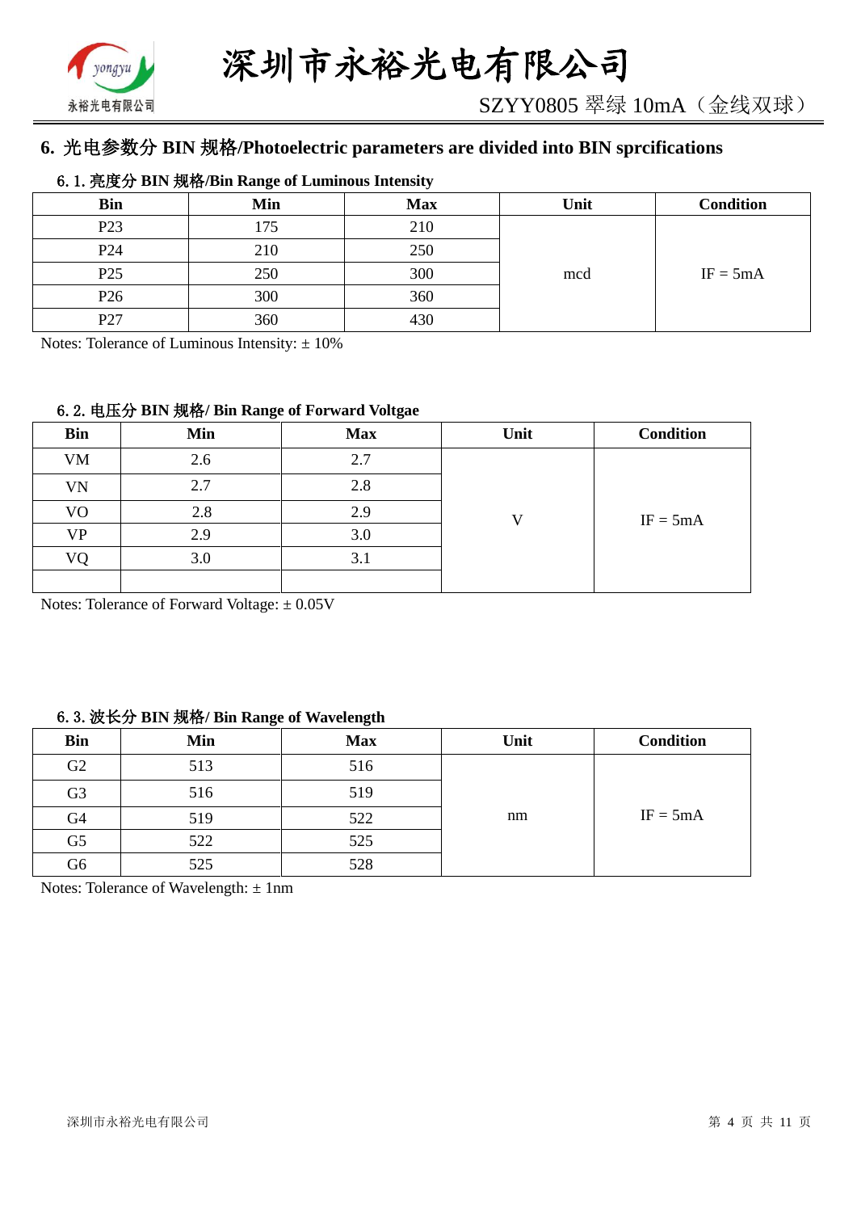## 6. 光电参数分 BIN 规格/Photoelectric parameters are divided into BIN sprcifications

### 6.1. 亮度分 BIN 规格/Bin Range of Luminous Intensity

| Bin | Min | Max | Unit | Condition |
|---|---|---|---|---|
| P23 | 175 | 210 | mcd | IF = 5mA |
| P24 | 210 | 250 | | |
| P25 | 250 | 300 | | |
| P26 | 300 | 360 | | |
| P27 | 360 | 430 | | |

Notes: Tolerance of Luminous Intensity: ± 10%

### 6.2. 电压分 BIN 规格/ Bin Range of Forward Voltgae

| Bin | Min | Max | Unit | Condition |
|---|---|---|---|---|
| VM | 2.6 | 2.7 | V | IF = 5mA |
| VN | 2.7 | 2.8 | | |
| VO | 2.8 | 2.9 | | |
| VP | 2.9 | 3.0 | | |
| VQ | 3.0 | 3.1 | | |
| | | | | |

Notes: Tolerance of Forward Voltage: ± 0.05V

### 6.3. 波长分 BIN 规格/ Bin Range of Wavelength

| Bin | Min | Max | Unit | Condition |
|---|---|---|---|---|
| G2 | 513 | 516 | nm | IF = 5mA |
| G3 | 516 | 519 | | |
| G4 | 519 | 522 | | |
| G5 | 522 | 525 | | |
| G6 | 525 | 528 | | |

Notes: Tolerance of Wavelength: ± 1nm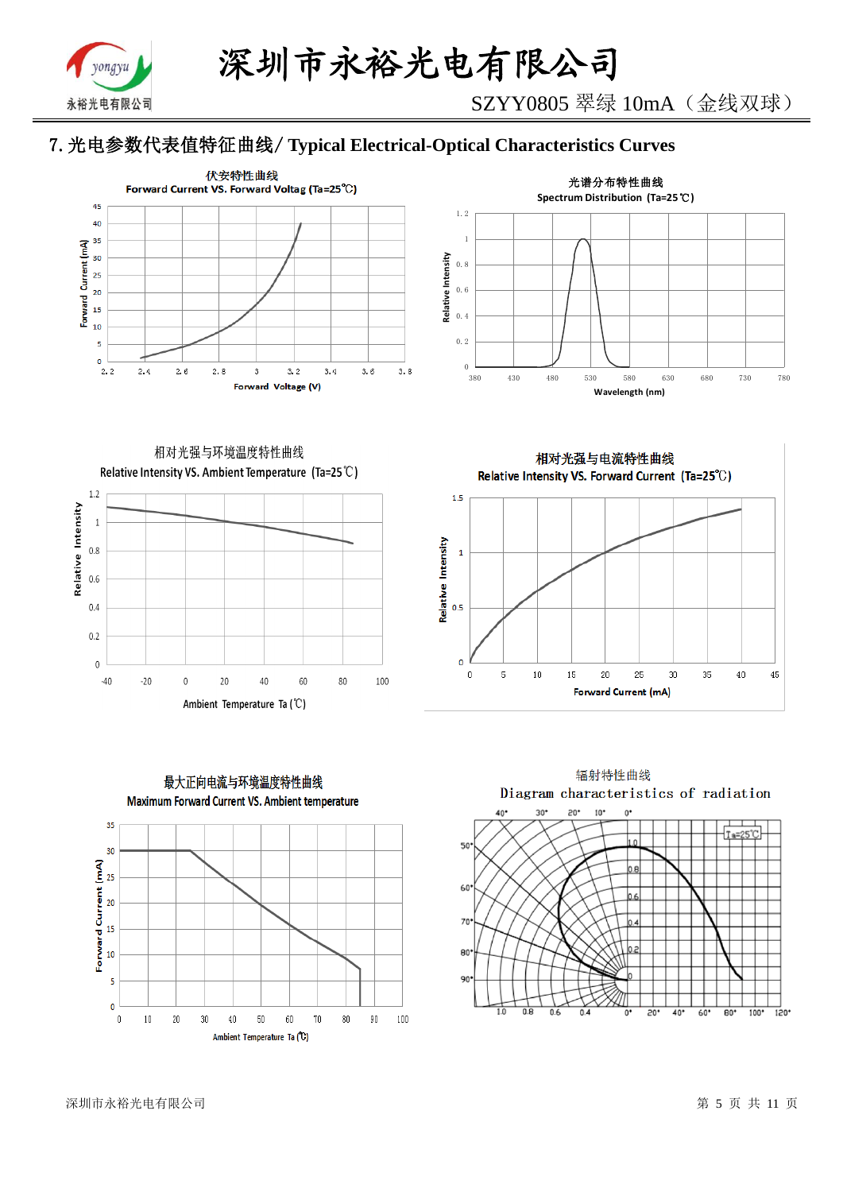## 7. 光电参数代表值特征曲线/ Typical Electrical-Optical Characteristics Curves

伏安特性曲线

Forward Current VS. Forward Voltag (Ta=25℃)

光谱分布特性曲线

Spectrum Distribution (Ta=25℃)

相对光强与环境温度特性曲线

Relative Intensity VS. Ambient Temperature (Ta=25℃)

相对光强与电流特性曲线

Relative Intensity VS. Forward Current (Ta=25℃)

最大正向电流与环境温度特性曲线

Maximum Forward Current VS. Ambient temperature

辐射特性曲线

Diagram characteristics of radiation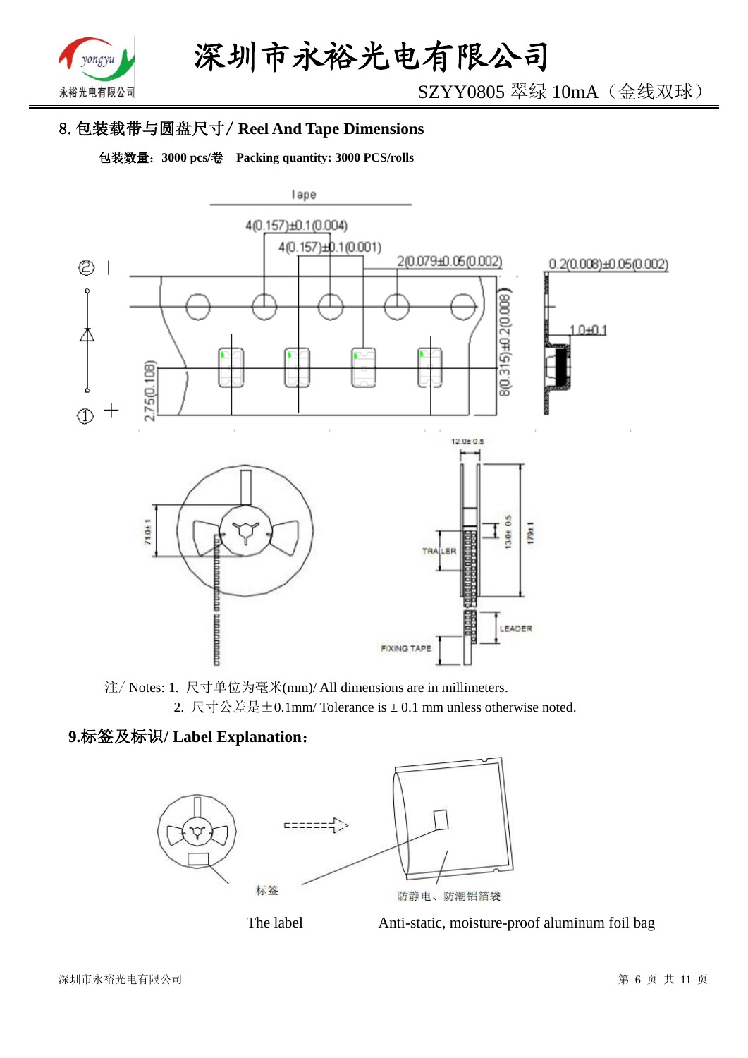## 8. 包装载带与圆盘尺寸/ Reel And Tape Dimensions

**包装数量：3000 pcs/卷　Packing quantity: 3000 PCS/rolls**

注/ Notes: 1. 尺寸单位为毫米(mm)/ All dimensions are in millimeters.

2. 尺寸公差是±0.1mm/ Tolerance is ± 0.1 mm unless otherwise noted.

## 9.标签及标识/ Label Explanation：

The label　　Anti-static, moisture-proof aluminum foil bag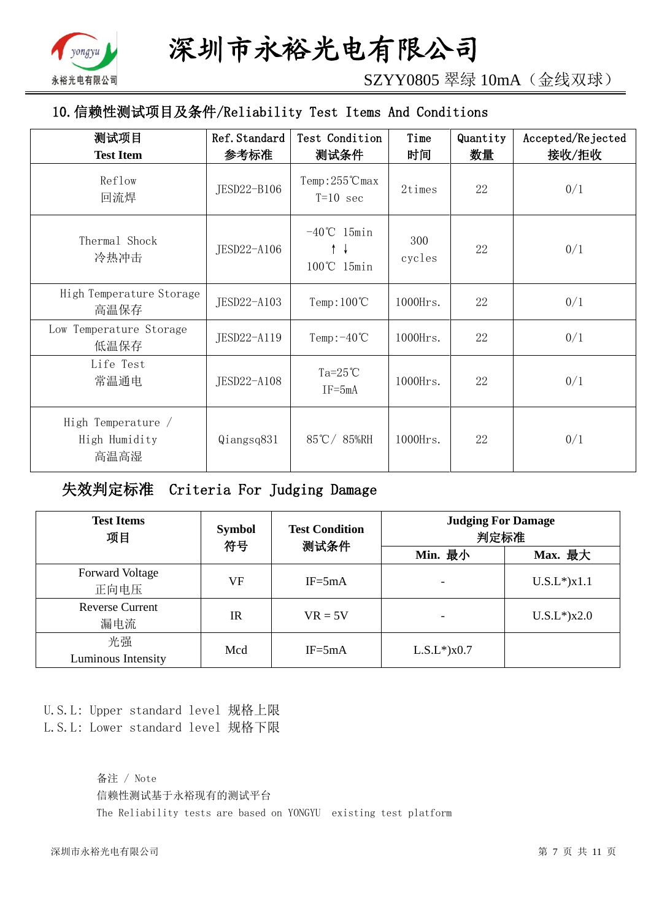## 10. 信赖性测试项目及条件/Reliability Test Items And Conditions

| 测试项目<br>Test Item | Ref. Standard<br>参考标准 | Test Condition<br>测试条件 | Time<br>时间 | Quantity<br>数量 | Accepted/Rejected<br>接收/拒收 |
|---|---|---|---|---|---|
| Reflow<br>回流焊 | JESD22-B106 | Temp:255℃max<br>T=10 sec | 2times | 22 | 0/1 |
| Thermal Shock<br>冷热冲击 | JESD22-A106 | -40℃ 15min<br>↑ ↓<br>100℃ 15min | 300<br>cycles | 22 | 0/1 |
| High Temperature Storage<br>高温保存 | JESD22-A103 | Temp:100℃ | 1000Hrs. | 22 | 0/1 |
| Low Temperature Storage<br>低温保存 | JESD22-A119 | Temp:-40℃ | 1000Hrs. | 22 | 0/1 |
| Life Test<br>常温通电 | JESD22-A108 | Ta=25℃<br>IF=5mA | 1000Hrs. | 22 | 0/1 |
| High Temperature /<br>High Humidity<br>高温高湿 | Qiangsq831 | 85℃/ 85%RH | 1000Hrs. | 22 | 0/1 |

### 失效判定标准 Criteria For Judging Damage

| Test Items<br>项目 | Symbol<br>符号 | Test Condition<br>测试条件 | Judging For Damage<br>判定标准 | |
|---|---|---|---|---|
| | | | Min. 最小 | Max. 最大 |
| Forward Voltage<br>正向电压 | VF | IF=5mA | - | U.S.L*)x1.1 |
| Reverse Current<br>漏电流 | IR | VR = 5V | - | U.S.L*)x2.0 |
| 光强<br>Luminous Intensity | Mcd | IF=5mA | L.S.L*)x0.7 | |

U.S.L: Upper standard level 规格上限
L.S.L: Lower standard level 规格下限

备注 / Note
信赖性测试基于永裕现有的测试平台
The Reliability tests are based on YONGYU existing test platform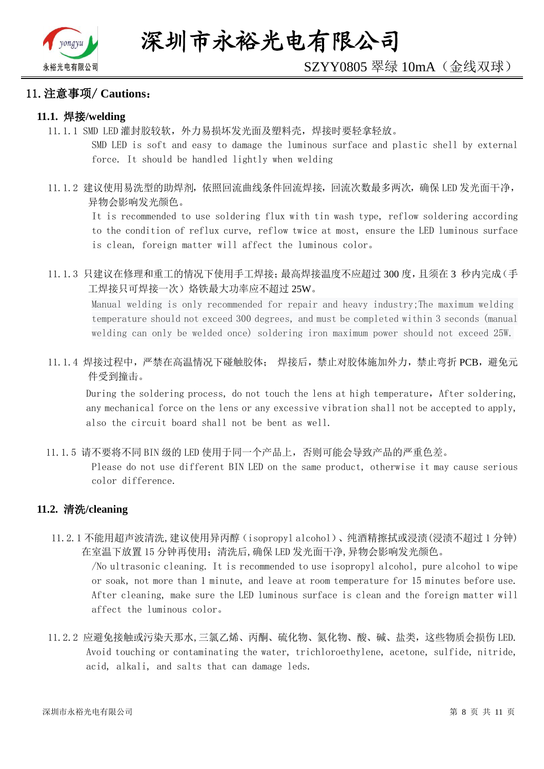## 11. 注意事项/ Cautions：

### 11.1. 焊接/welding

11.1.1 SMD LED 灌封胶较软，外力易损坏发光面及塑料壳，焊接时要轻拿轻放。

SMD LED is soft and easy to damage the luminous surface and plastic shell by external force. It should be handled lightly when welding

11.1.2 建议使用易洗型的助焊剂，依照回流曲线条件回流焊接，回流次数最多两次，确保 LED 发光面干净，异物会影响发光颜色。

It is recommended to use soldering flux with tin wash type, reflow soldering according to the condition of reflux curve, reflow twice at most, ensure the LED luminous surface is clean, foreign matter will affect the luminous color。

11.1.3 只建议在修理和重工的情况下使用手工焊接；最高焊接温度不应超过 300 度，且须在 3 秒内完成（手工焊接只可焊接一次）烙铁最大功率应不超过 25W。

Manual welding is only recommended for repair and heavy industry;The maximum welding temperature should not exceed 300 degrees, and must be completed within 3 seconds (manual welding can only be welded once) soldering iron maximum power should not exceed 25W.

11.1.4 焊接过程中，严禁在高温情况下碰触胶体； 焊接后，禁止对胶体施加外力，禁止弯折 PCB，避免元件受到撞击。

During the soldering process, do not touch the lens at high temperature, After soldering, any mechanical force on the lens or any excessive vibration shall not be accepted to apply, also the circuit board shall not be bent as well.

11.1.5 请不要将不同 BIN 级的 LED 使用于同一个产品上，否则可能会导致产品的严重色差。

Please do not use different BIN LED on the same product, otherwise it may cause serious color difference.

### 11.2. 清洗/cleaning

11.2.1 不能用超声波清洗,建议使用异丙醇（isopropyl alcohol）、纯酒精擦拭或浸渍(浸渍不超过 1 分钟) 在室温下放置 15 分钟再使用；清洗后,确保 LED 发光面干净,异物会影响发光颜色。

/No ultrasonic cleaning. It is recommended to use isopropyl alcohol, pure alcohol to wipe or soak, not more than 1 minute, and leave at room temperature for 15 minutes before use. After cleaning, make sure the LED luminous surface is clean and the foreign matter will affect the luminous color。

11.2.2 应避免接触或污染天那水,三氯乙烯、丙酮、硫化物、氮化物、酸、碱、盐类，这些物质会损伤 LED.

Avoid touching or contaminating the water, trichloroethylene, acetone, sulfide, nitride, acid, alkali, and salts that can damage leds.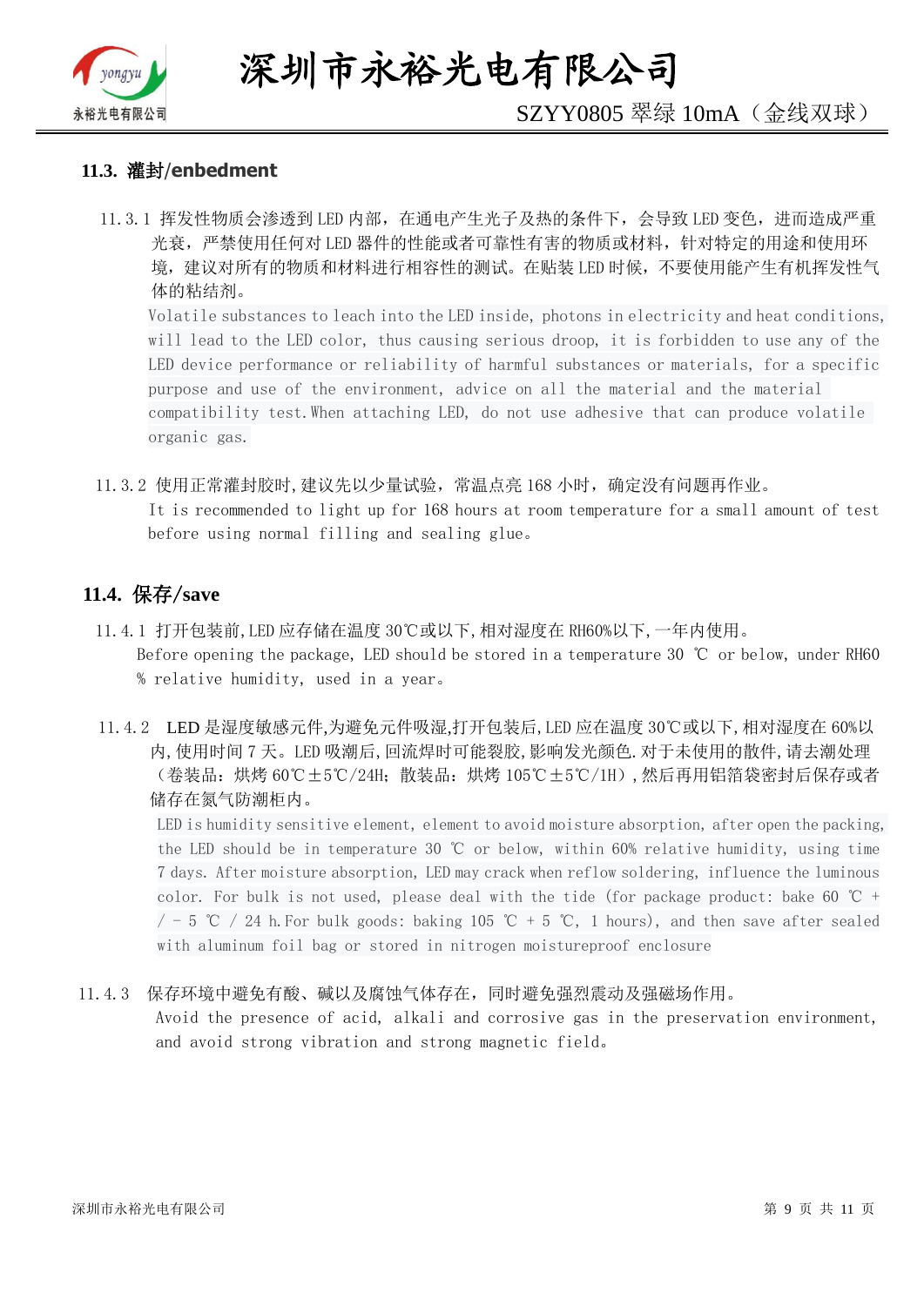### 11.3. 灌封/enbedment

11.3.1 挥发性物质会渗透到 LED 内部，在通电产生光子及热的条件下，会导致 LED 变色，进而造成严重光衰，严禁使用任何对 LED 器件的性能或者可靠性有害的物质或材料，针对特定的用途和使用环境，建议对所有的物质和材料进行相容性的测试。在贴装 LED 时候，不要使用能产生有机挥发性气体的粘结剂。

Volatile substances to leach into the LED inside, photons in electricity and heat conditions, will lead to the LED color, thus causing serious droop, it is forbidden to use any of the LED device performance or reliability of harmful substances or materials, for a specific purpose and use of the environment, advice on all the material and the material compatibility test.When attaching LED, do not use adhesive that can produce volatile organic gas.

11.3.2 使用正常灌封胶时,建议先以少量试验，常温点亮 168 小时，确定没有问题再作业。

It is recommended to light up for 168 hours at room temperature for a small amount of test before using normal filling and sealing glue。

### 11.4. 保存/save

11.4.1 打开包装前,LED 应存储在温度 30℃或以下,相对湿度在 RH60%以下,一年内使用。

Before opening the package, LED should be stored in a temperature 30 ℃ or below, under RH60 % relative humidity, used in a year。

11.4.2 LED 是湿度敏感元件,为避免元件吸湿,打开包装后,LED 应在温度 30℃或以下,相对湿度在 60%以内,使用时间 7 天。LED 吸潮后,回流焊时可能裂胶,影响发光颜色.对于未使用的散件,请去潮处理（卷装品：烘烤 60℃±5℃/24H；散装品：烘烤 105℃±5℃/1H）,然后再用铝箔袋密封后保存或者储存在氮气防潮柜内。

LED is humidity sensitive element, element to avoid moisture absorption, after open the packing, the LED should be in temperature 30 ℃ or below, within 60% relative humidity, using time 7 days. After moisture absorption, LED may crack when reflow soldering, influence the luminous color. For bulk is not used, please deal with the tide (for package product: bake 60 ℃ + / - 5 ℃ / 24 h.For bulk goods: baking 105 ℃ + 5 ℃, 1 hours), and then save after sealed with aluminum foil bag or stored in nitrogen moistureproof enclosure

11.4.3 保存环境中避免有酸、碱以及腐蚀气体存在，同时避免强烈震动及强磁场作用。

Avoid the presence of acid, alkali and corrosive gas in the preservation environment, and avoid strong vibration and strong magnetic field。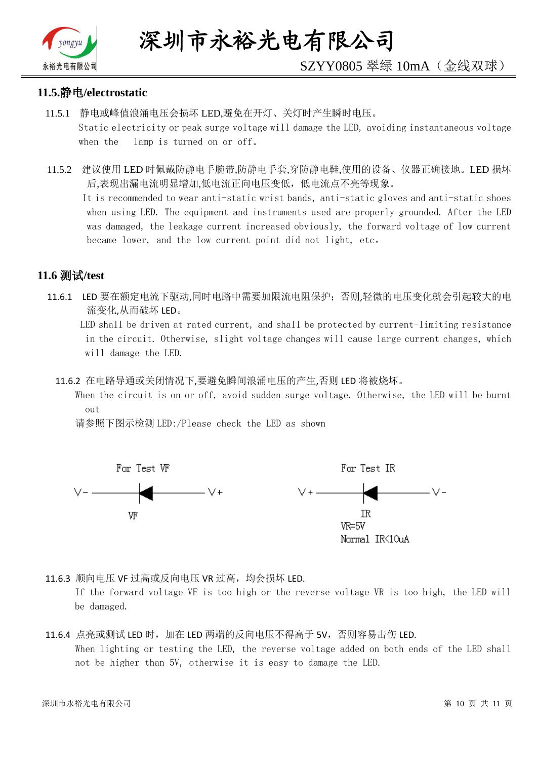## 11.5.静电/electrostatic

11.5.1 静电或峰值浪涌电压会损坏 LED,避免在开灯、关灯时产生瞬时电压。
Static electricity or peak surge voltage will damage the LED, avoiding instantaneous voltage when the lamp is turned on or off。

11.5.2 建议使用 LED 时佩戴防静电手腕带,防静电手套,穿防静电鞋,使用的设备、仪器正确接地。LED 损坏后,表现出漏电流明显增加,低电流正向电压变低，低电流点不亮等现象。
It is recommended to wear anti-static wrist bands, anti-static gloves and anti-static shoes when using LED. The equipment and instruments used are properly grounded. After the LED was damaged, the leakage current increased obviously, the forward voltage of low current became lower, and the low current point did not light, etc。

## 11.6 测试/test

11.6.1 LED 要在额定电流下驱动,同时电路中需要加限流电阻保护；否则,轻微的电压变化就会引起较大的电流变化,从而破坏 LED。
LED shall be driven at rated current, and shall be protected by current-limiting resistance in the circuit. Otherwise, slight voltage changes will cause large current changes, which will damage the LED.

11.6.2 在电路导通或关闭情况下,要避免瞬间浪涌电压的产生,否则 LED 将被烧坏。
When the circuit is on or off, avoid sudden surge voltage. Otherwise, the LED will be burnt out
请参照下图示检测 LED:/Please check the LED as shown

For Test VF

V- ——▶|—— V+

VF

For Test IR

V+ ——|◀—— V-

IR
VR=5V
Normal IR<10uA

11.6.3 顺向电压 VF 过高或反向电压 VR 过高，均会损坏 LED.
If the forward voltage VF is too high or the reverse voltage VR is too high, the LED will be damaged.

11.6.4 点亮或测试 LED 时，加在 LED 两端的反向电压不得高于 5V，否则容易击伤 LED.
When lighting or testing the LED, the reverse voltage added on both ends of the LED shall not be higher than 5V, otherwise it is easy to damage the LED.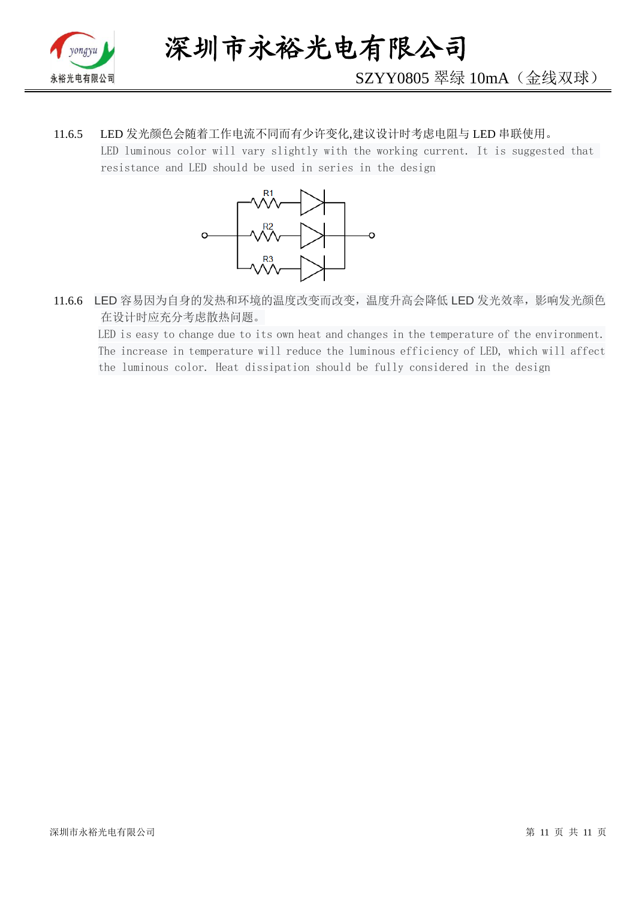11.6.5 LED 发光颜色会随着工作电流不同而有少许变化,建议设计时考虑电阻与 LED 串联使用。

LED luminous color will vary slightly with the working current. It is suggested that resistance and LED should be used in series in the design

R1

R2

R3

11.6.6 LED 容易因为自身的发热和环境的温度改变而改变，温度升高会降低 LED 发光效率，影响发光颜色在设计时应充分考虑散热问题。

LED is easy to change due to its own heat and changes in the temperature of the environment. The increase in temperature will reduce the luminous efficiency of LED, which will affect the luminous color. Heat dissipation should be fully considered in the design